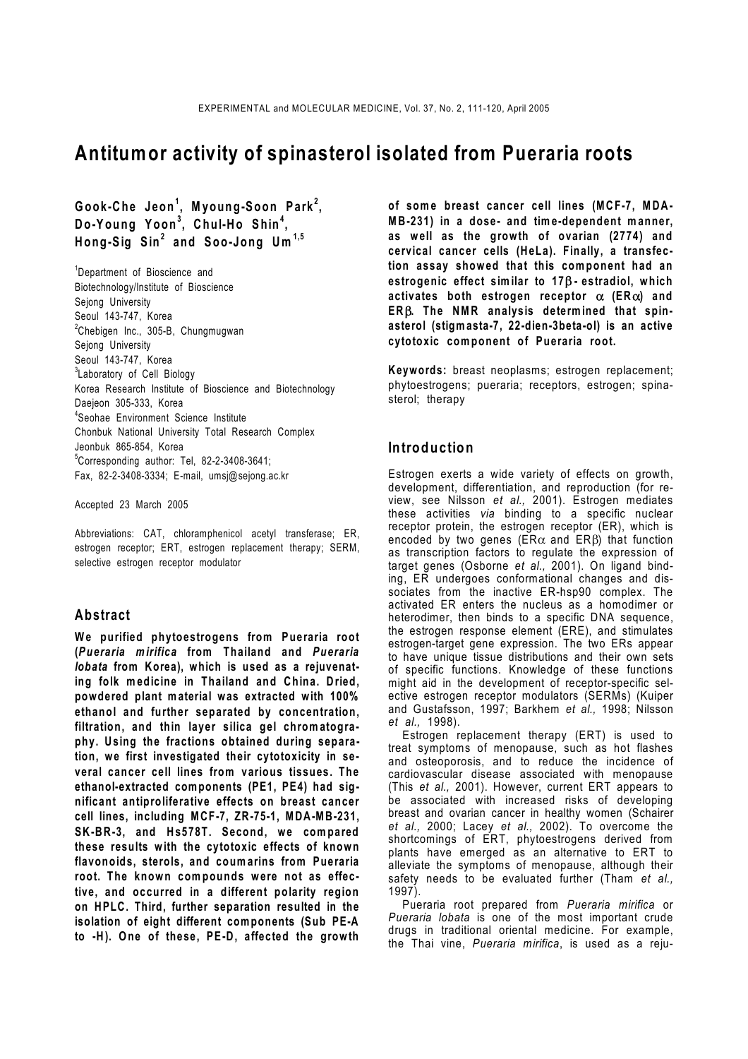# Antitumor activity of spinasterol isolated from Pueraria roots

**Gook-Che Jeon[1], Myoung-Soon Park[2], Do-Young Yoon[3], Chul-Ho Shin[4], Hong-Sig Sin[2] and Soo-Jong Um[1,5]**

[1]Department of Bioscience and Biotechnology/Institute of Bioscience
Sejong University
Seoul 143-747, Korea
[2]Chebigen Inc., 305-B, Chungmugwan
Sejong University
Seoul 143-747, Korea
[3]Laboratory of Cell Biology
Korea Research Institute of Bioscience and Biotechnology
Daejeon 305-333, Korea
[4]Seohae Environment Science Institute
Chonbuk National University Total Research Complex
Jeonbuk 865-854, Korea
[5]Corresponding author: Tel, 82-2-3408-3641;
Fax, 82-2-3408-3334; E-mail, umsj@sejong.ac.kr

Accepted 23 March 2005

Abbreviations: CAT, chloramphenicol acetyl transferase; ER, estrogen receptor; ERT, estrogen replacement therapy; SERM, selective estrogen receptor modulator

## Abstract

**We purified phytoestrogens from Pueraria root (*Pueraria mirifica* from Thailand and *Pueraria lobata* from Korea), which is used as a rejuvenating folk medicine in Thailand and China. Dried, powdered plant material was extracted with 100% ethanol and further separated by concentration, filtration, and thin layer silica gel chromatography. Using the fractions obtained during separation, we first investigated their cytotoxicity in several cancer cell lines from various tissues. The ethanol-extracted components (PE1, PE4) had significant antiproliferative effects on breast cancer cell lines, including MCF-7, ZR-75-1, MDA-MB-231, SK-BR-3, and Hs578T. Second, we compared these results with the cytotoxic effects of known flavonoids, sterols, and coumarins from Pueraria root. The known compounds were not as effective, and occurred in a different polarity region on HPLC. Third, further separation resulted in the isolation of eight different components (Sub PE-A to -H). One of these, PE-D, affected the growth of some breast cancer cell lines (MCF-7, MDA-MB-231) in a dose- and time-dependent manner, as well as the growth of ovarian (2774) and cervical cancer cells (HeLa). Finally, a transfection assay showed that this component had an estrogenic effect similar to 17β-estradiol, which activates both estrogen receptor α (ERα) and ERβ. The NMR analysis determined that spinasterol (stigmasta-7, 22-dien-3beta-ol) is an active cytotoxic component of Pueraria root.**

**Keywords:** breast neoplasms; estrogen replacement; phytoestrogens; pueraria; receptors, estrogen; spinasterol; therapy

## Introduction

Estrogen exerts a wide variety of effects on growth, development, differentiation, and reproduction (for review, see Nilsson *et al.,* 2001). Estrogen mediates these activities *via* binding to a specific nuclear receptor protein, the estrogen receptor (ER), which is encoded by two genes (ERα and ERβ) that function as transcription factors to regulate the expression of target genes (Osborne *et al.,* 2001). On ligand binding, ER undergoes conformational changes and dissociates from the inactive ER-hsp90 complex. The activated ER enters the nucleus as a homodimer or heterodimer, then binds to a specific DNA sequence, the estrogen response element (ERE), and stimulates estrogen-target gene expression. The two ERs appear to have unique tissue distributions and their own sets of specific functions. Knowledge of these functions might aid in the development of receptor-specific selective estrogen receptor modulators (SERMs) (Kuiper and Gustafsson, 1997; Barkhem *et al.,* 1998; Nilsson *et al.,* 1998).

Estrogen replacement therapy (ERT) is used to treat symptoms of menopause, such as hot flashes and osteoporosis, and to reduce the incidence of cardiovascular disease associated with menopause (This *et al.,* 2001). However, current ERT appears to be associated with increased risks of developing breast and ovarian cancer in healthy women (Schairer *et al.,* 2000; Lacey *et al.,* 2002). To overcome the shortcomings of ERT, phytoestrogens derived from plants have emerged as an alternative to ERT to alleviate the symptoms of menopause, although their safety needs to be evaluated further (Tham *et al.,* 1997).

Pueraria root prepared from *Pueraria mirifica* or *Pueraria lobata* is one of the most important crude drugs in traditional oriental medicine. For example, the Thai vine, *Pueraria mirifica*, is used as a reju-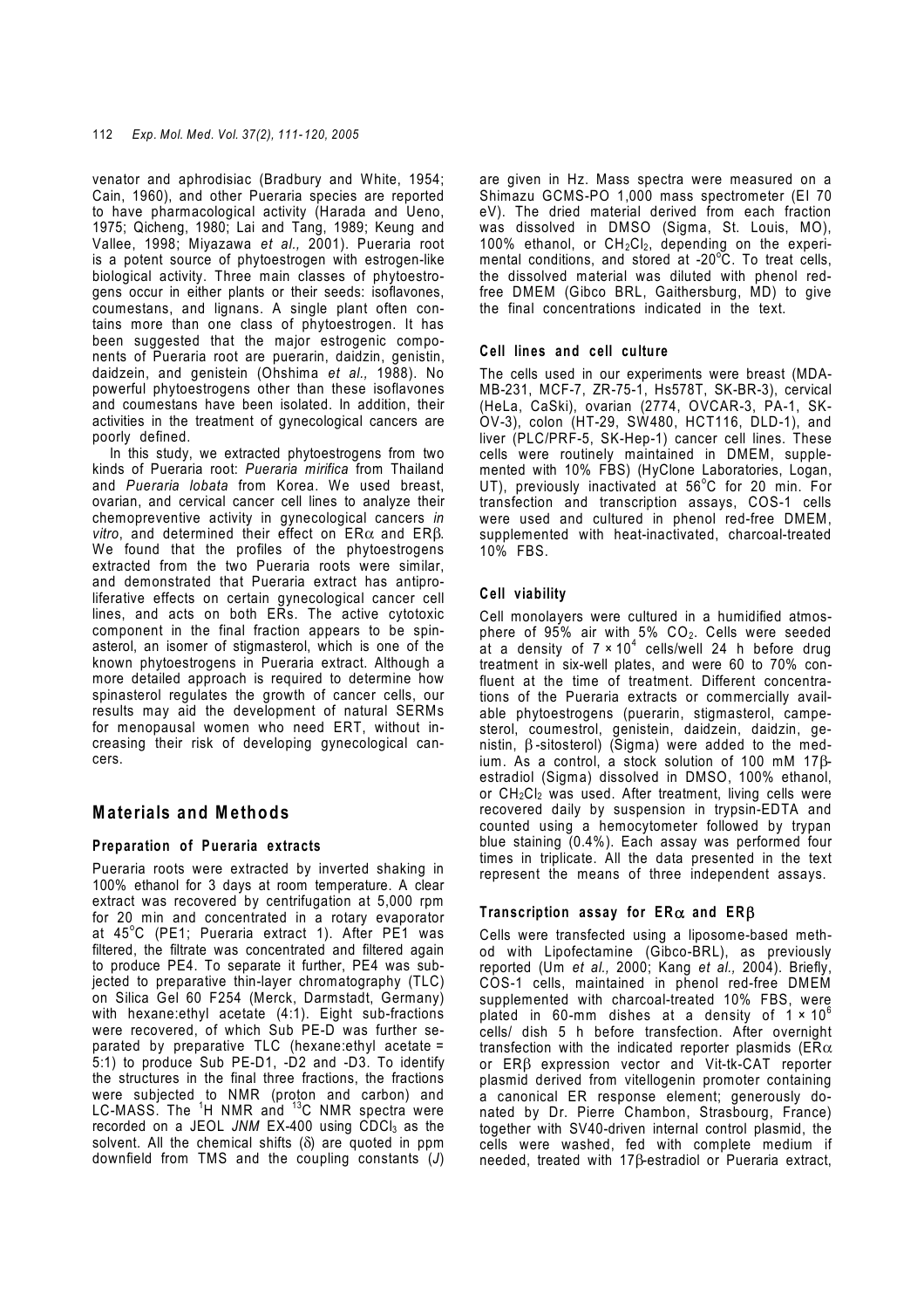venator and aphrodisiac (Bradbury and White, 1954; Cain, 1960), and other Pueraria species are reported to have pharmacological activity (Harada and Ueno, 1975; Qicheng, 1980; Lai and Tang, 1989; Keung and Vallee, 1998; Miyazawa *et al.,* 2001). Pueraria root is a potent source of phytoestrogen with estrogen-like biological activity. Three main classes of phytoestrogens occur in either plants or their seeds: isoflavones, coumestans, and lignans. A single plant often contains more than one class of phytoestrogen. It has been suggested that the major estrogenic components of Pueraria root are puerarin, daidzin, genistin, daidzein, and genistein (Ohshima *et al.,* 1988). No powerful phytoestrogens other than these isoflavones and coumestans have been isolated. In addition, their activities in the treatment of gynecological cancers are poorly defined.

In this study, we extracted phytoestrogens from two kinds of Pueraria root: *Pueraria mirifica* from Thailand and *Pueraria lobata* from Korea. We used breast, ovarian, and cervical cancer cell lines to analyze their chemopreventive activity in gynecological cancers *in vitro*, and determined their effect on ER$\alpha$ and ER$\beta$. We found that the profiles of the phytoestrogens extracted from the two Pueraria roots were similar, and demonstrated that Pueraria extract has antiproliferative effects on certain gynecological cancer cell lines, and acts on both ERs. The active cytotoxic component in the final fraction appears to be spinasterol, an isomer of stigmasterol, which is one of the known phytoestrogens in Pueraria extract. Although a more detailed approach is required to determine how spinasterol regulates the growth of cancer cells, our results may aid the development of natural SERMs for menopausal women who need ERT, without increasing their risk of developing gynecological cancers.

## Materials and Methods

### Preparation of Pueraria extracts

Pueraria roots were extracted by inverted shaking in 100% ethanol for 3 days at room temperature. A clear extract was recovered by centrifugation at 5,000 rpm for 20 min and concentrated in a rotary evaporator at 45°C (PE1; Pueraria extract 1). After PE1 was filtered, the filtrate was concentrated and filtered again to produce PE4. To separate it further, PE4 was subjected to preparative thin-layer chromatography (TLC) on Silica Gel 60 F254 (Merck, Darmstadt, Germany) with hexane:ethyl acetate (4:1). Eight sub-fractions were recovered, of which Sub PE-D was further separated by preparative TLC (hexane:ethyl acetate = 5:1) to produce Sub PE-D1, -D2 and -D3. To identify the structures in the final three fractions, the fractions were subjected to NMR (proton and carbon) and LC-MASS. The $^{1}$H NMR and $^{13}$C NMR spectra were recorded on a JEOL *JNM* EX-400 using $CDCl_3$ as the solvent. All the chemical shifts ($\delta$) are quoted in ppm downfield from TMS and the coupling constants ($J$) are given in Hz. Mass spectra were measured on a Shimazu GCMS-PO 1,000 mass spectrometer (EI 70 eV). The dried material derived from each fraction was dissolved in DMSO (Sigma, St. Louis, MO), 100% ethanol, or $CH_2Cl_2$, depending on the experimental conditions, and stored at -20°C. To treat cells, the dissolved material was diluted with phenol red-free DMEM (Gibco BRL, Gaithersburg, MD) to give the final concentrations indicated in the text.

### Cell lines and cell culture

The cells used in our experiments were breast (MDA-MB-231, MCF-7, ZR-75-1, Hs578T, SK-BR-3), cervical (HeLa, CaSki), ovarian (2774, OVCAR-3, PA-1, SK-OV-3), colon (HT-29, SW480, HCT116, DLD-1), and liver (PLC/PRF-5, SK-Hep-1) cancer cell lines. These cells were routinely maintained in DMEM, supplemented with 10% FBS) (HyClone Laboratories, Logan, UT), previously inactivated at 56°C for 20 min. For transfection and transcription assays, COS-1 cells were used and cultured in phenol red-free DMEM, supplemented with heat-inactivated, charcoal-treated 10% FBS.

### Cell viability

Cell monolayers were cultured in a humidified atmosphere of 95% air with 5% $CO_2$. Cells were seeded at a density of $7 \times 10^4$ cells/well 24 h before drug treatment in six-well plates, and were 60 to 70% confluent at the time of treatment. Different concentrations of the Pueraria extracts or commercially available phytoestrogens (puerarin, stigmasterol, campesterol, coumestrol, genistein, daidzein, daidzin, genistin, $\beta$-sitosterol) (Sigma) were added to the medium. As a control, a stock solution of 100 mM 17$\beta$-estradiol (Sigma) dissolved in DMSO, 100% ethanol, or $CH_2Cl_2$ was used. After treatment, living cells were recovered daily by suspension in trypsin-EDTA and counted using a hemocytometer followed by trypan blue staining (0.4%). Each assay was performed four times in triplicate. All the data presented in the text represent the means of three independent assays.

### Transcription assay for ER$\alpha$ and ER$\beta$

Cells were transfected using a liposome-based method with Lipofectamine (Gibco-BRL), as previously reported (Um *et al.,* 2000; Kang *et al.,* 2004). Briefly, COS-1 cells, maintained in phenol red-free DMEM supplemented with charcoal-treated 10% FBS, were plated in 60-mm dishes at a density of $1 \times 10^6$ cells/ dish 5 h before transfection. After overnight transfection with the indicated reporter plasmids (ER$\alpha$ or ER$\beta$ expression vector and Vit-tk-CAT reporter plasmid derived from vitellogenin promoter containing a canonical ER response element; generously donated by Dr. Pierre Chambon, Strasbourg, France) together with SV40-driven internal control plasmid, the cells were washed, fed with complete medium if needed, treated with 17$\beta$-estradiol or Pueraria extract,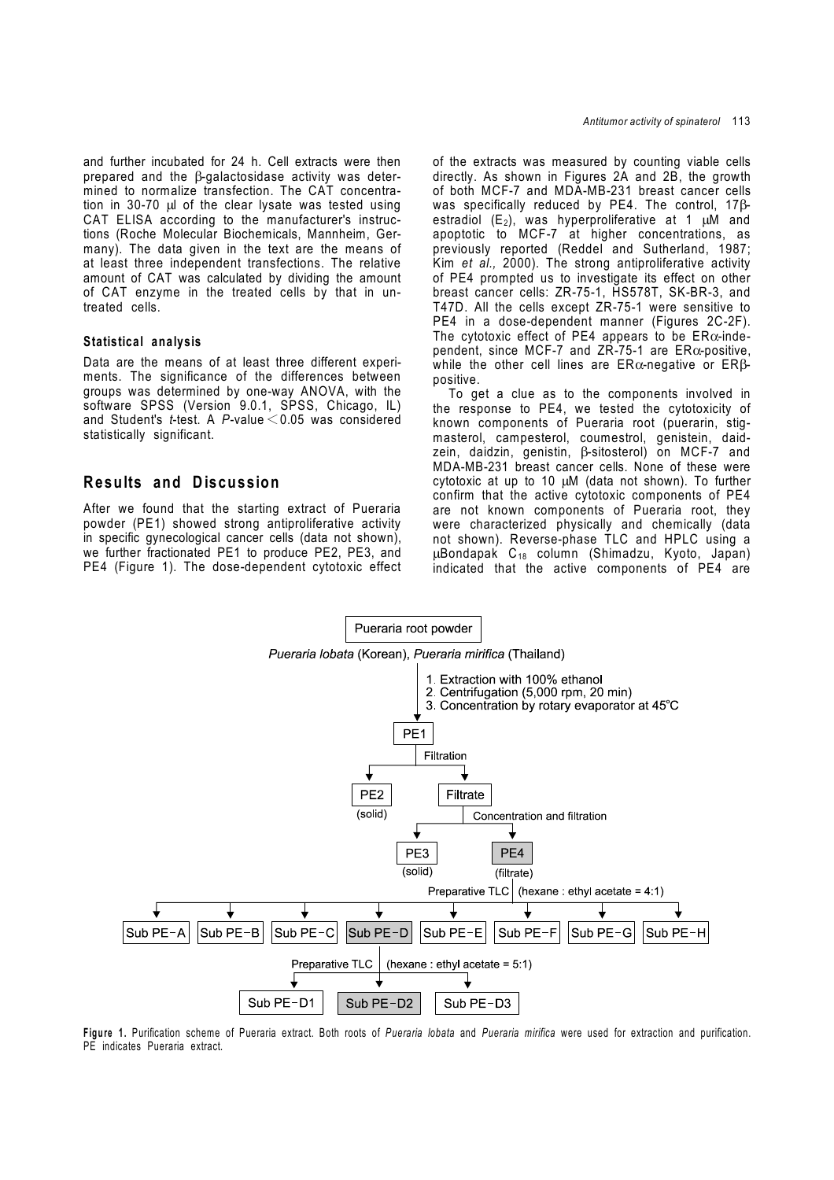and further incubated for 24 h. Cell extracts were then prepared and the β-galactosidase activity was determined to normalize transfection. The CAT concentration in 30-70 μl of the clear lysate was tested using CAT ELISA according to the manufacturer's instructions (Roche Molecular Biochemicals, Mannheim, Germany). The data given in the text are the means of at least three independent transfections. The relative amount of CAT was calculated by dividing the amount of CAT enzyme in the treated cells by that in untreated cells.

### Statistical analysis

Data are the means of at least three different experiments. The significance of the differences between groups was determined by one-way ANOVA, with the software SPSS (Version 9.0.1, SPSS, Chicago, IL) and Student's *t*-test. A *P*-value $<$ 0.05 was considered statistically significant.

## Results and Discussion

After we found that the starting extract of Pueraria powder (PE1) showed strong antiproliferative activity in specific gynecological cancer cells (data not shown), we further fractionated PE1 to produce PE2, PE3, and PE4 (Figure 1). The dose-dependent cytotoxic effect of the extracts was measured by counting viable cells directly. As shown in Figures 2A and 2B, the growth of both MCF-7 and MDA-MB-231 breast cancer cells was specifically reduced by PE4. The control, 17β-estradiol ($E_2$), was hyperproliferative at 1 μM and apoptotic to MCF-7 at higher concentrations, as previously reported (Reddel and Sutherland, 1987; Kim *et al.,* 2000). The strong antiproliferative activity of PE4 prompted us to investigate its effect on other breast cancer cells: ZR-75-1, HS578T, SK-BR-3, and T47D. All the cells except ZR-75-1 were sensitive to PE4 in a dose-dependent manner (Figures 2C-2F). The cytotoxic effect of PE4 appears to be ERα-independent, since MCF-7 and ZR-75-1 are ERα-positive, while the other cell lines are ERα-negative or ERβ-positive.

To get a clue as to the components involved in the response to PE4, we tested the cytotoxicity of known components of Pueraria root (puerarin, stigmasterol, campesterol, coumestrol, genistein, daidzein, daidzin, genistin, β-sitosterol) on MCF-7 and MDA-MB-231 breast cancer cells. None of these were cytotoxic at up to 10 μM (data not shown). To further confirm that the active cytotoxic components of PE4 are not known components of Pueraria root, they were characterized physically and chemically (data not shown). Reverse-phase TLC and HPLC using a μBondapak $C_{18}$ column (Shimadzu, Kyoto, Japan) indicated that the active components of PE4 are

Pueraria root powder

*Pueraria lobata* (Korean), *Pueraria mirifica* (Thailand)

1. Extraction with 100% ethanol
2. Centrifugation (5,000 rpm, 20 min)
3. Concentration by rotary evaporator at 45°C

PE1 → Filtration → PE2 (solid); Filtrate

Filtrate → Concentration and filtration → PE3 (solid); PE4 (filtrate)

PE4 → Preparative TLC (hexane : ethyl acetate = 4:1) → Sub PE-A, Sub PE-B, Sub PE-C, Sub PE-D, Sub PE-E, Sub PE-F, Sub PE-G, Sub PE-H

Sub PE-D → Preparative TLC (hexane : ethyl acetate = 5:1) → Sub PE-D1, Sub PE-D2, Sub PE-D3

**Figure 1.** Purification scheme of Pueraria extract. Both roots of *Pueraria lobata* and *Pueraria mirifica* were used for extraction and purification. PE indicates Pueraria extract.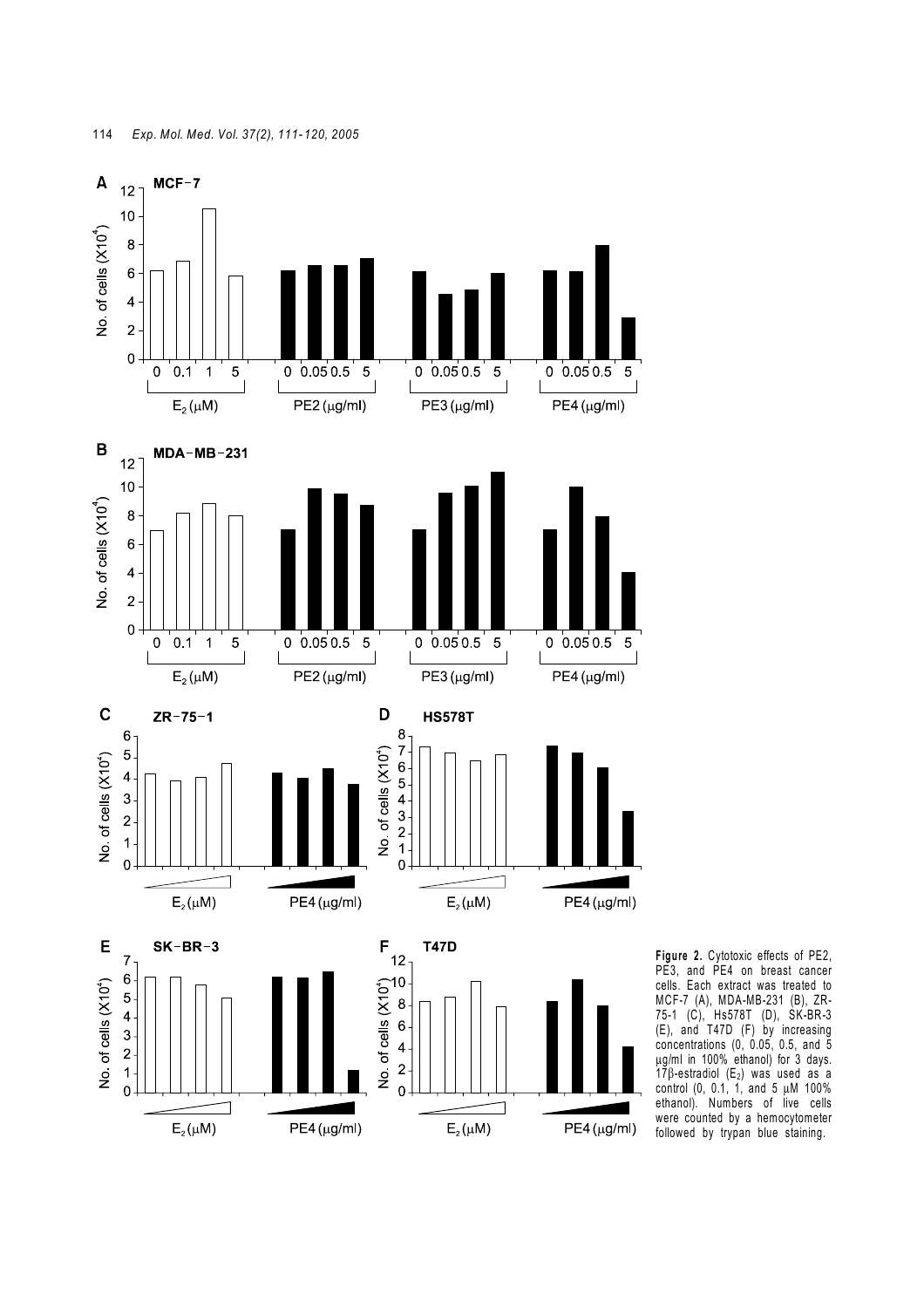**Figure 2.** Cytotoxic effects of PE2, PE3, and PE4 on breast cancer cells. Each extract was treated to MCF-7 (A), MDA-MB-231 (B), ZR-75-1 (C), Hs578T (D), SK-BR-3 (E), and T47D (F) by increasing concentrations (0, 0.05, 0.5, and 5 μg/ml in 100% ethanol) for 3 days. 17β-estradiol ($E_2$) was used as a control (0, 0.1, 1, and 5 μM 100% ethanol). Numbers of live cells were counted by a hemocytometer followed by trypan blue staining.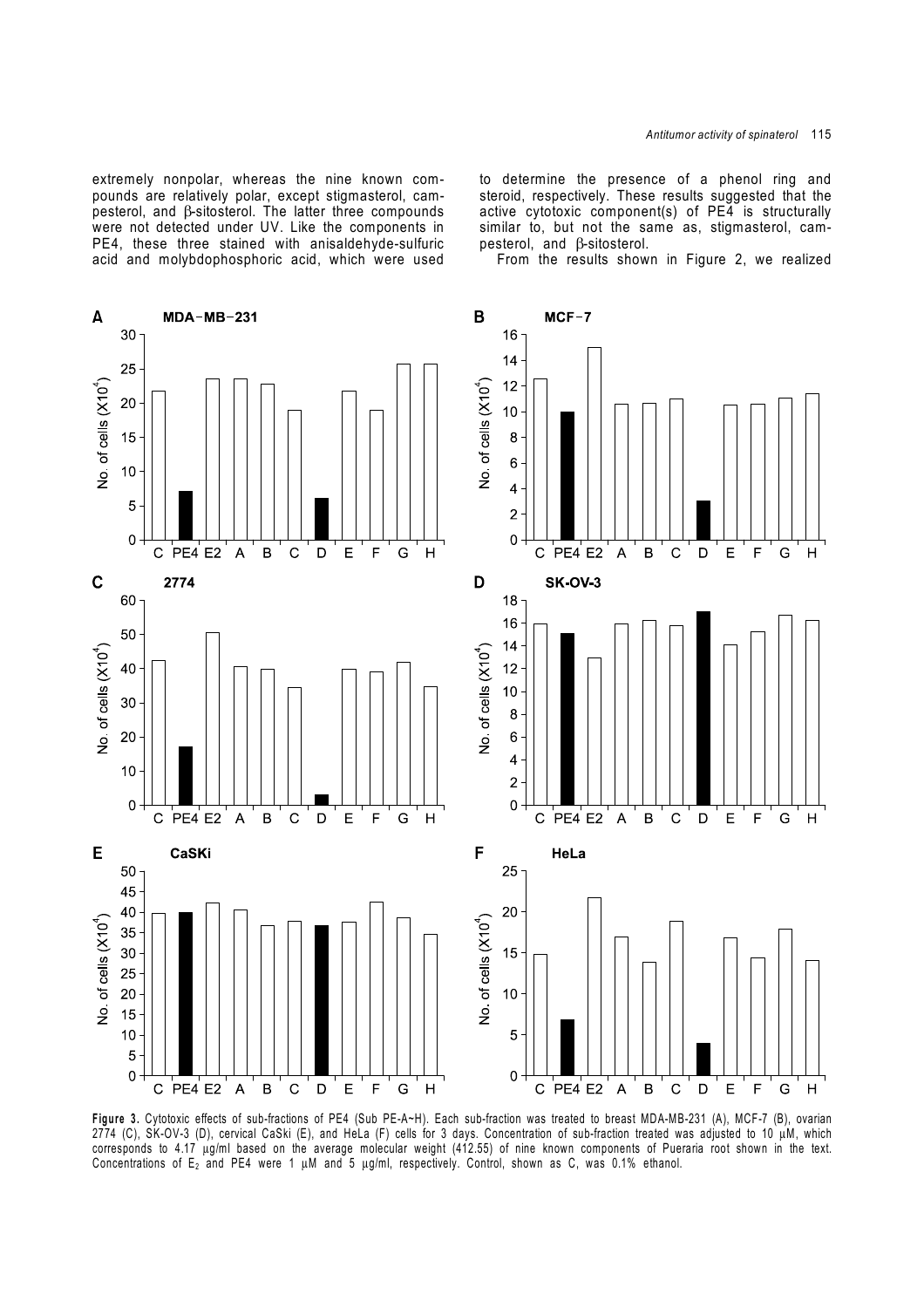extremely nonpolar, whereas the nine known compounds are relatively polar, except stigmasterol, campesterol, and β-sitosterol. The latter three compounds were not detected under UV. Like the components in PE4, these three stained with anisaldehyde-sulfuric acid and molybdophosphoric acid, which were used to determine the presence of a phenol ring and steroid, respectively. These results suggested that the active cytotoxic component(s) of PE4 is structurally similar to, but not the same as, stigmasterol, campesterol, and β-sitosterol.

From the results shown in Figure 2, we realized

**Figure 3.** Cytotoxic effects of sub-fractions of PE4 (Sub PE-A~H). Each sub-fraction was treated to breast MDA-MB-231 (A), MCF-7 (B), ovarian 2774 (C), SK-OV-3 (D), cervical CaSki (E), and HeLa (F) cells for 3 days. Concentration of sub-fraction treated was adjusted to 10 μM, which corresponds to 4.17 μg/ml based on the average molecular weight (412.55) of nine known components of Pueraria root shown in the text. Concentrations of $E_2$ and PE4 were 1 μM and 5 μg/ml, respectively. Control, shown as C, was 0.1% ethanol.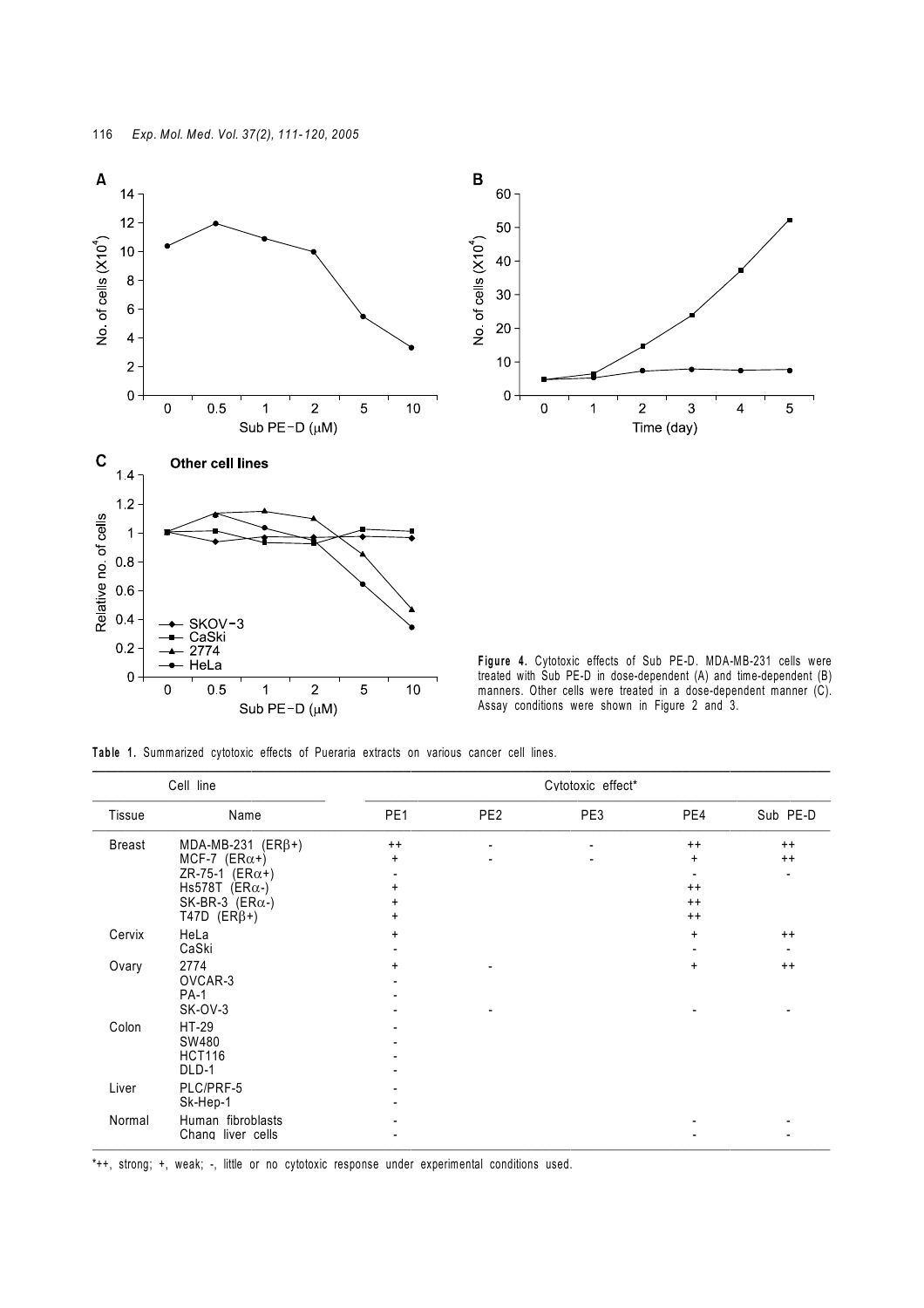**Figure 4.** Cytotoxic effects of Sub PE-D. MDA-MB-231 cells were treated with Sub PE-D in dose-dependent (A) and time-dependent (B) manners. Other cells were treated in a dose-dependent manner (C). Assay conditions were shown in Figure 2 and 3.

**Table 1.** Summarized cytotoxic effects of Pueraria extracts on various cancer cell lines.

| Cell line | | Cytotoxic effect* | | | | |
|---|---|---|---|---|---|---|
| Tissue | Name | PE1 | PE2 | PE3 | PE4 | Sub PE-D |
| Breast | MDA-MB-231 (ERβ+) | ++ | - | - | ++ | ++ |
| | MCF-7 (ERα+) | + | - | - | + | ++ |
| | ZR-75-1 (ERα+) | - | | | - | - |
| | Hs578T (ERα-) | + | | | ++ | |
| | SK-BR-3 (ERα-) | + | | | ++ | |
| | T47D (ERβ+) | + | | | ++ | |
| Cervix | HeLa | + | | | + | ++ |
| | CaSki | - | | | - | - |
| Ovary | 2774 | + | - | | + | ++ |
| | OVCAR-3 | - | | | | |
| | PA-1 | - | | | | |
| | SK-OV-3 | - | - | | - | - |
| Colon | HT-29 | - | | | | |
| | SW480 | - | | | | |
| | HCT116 | - | | | | |
| | DLD-1 | - | | | | |
| Liver | PLC/PRF-5 | - | | | | |
| | Sk-Hep-1 | - | | | | |
| Normal | Human fibroblasts | - | | | - | - |
| | Chang liver cells | - | | | - | - |

*++, strong; +, weak; -, little or no cytotoxic response under experimental conditions used.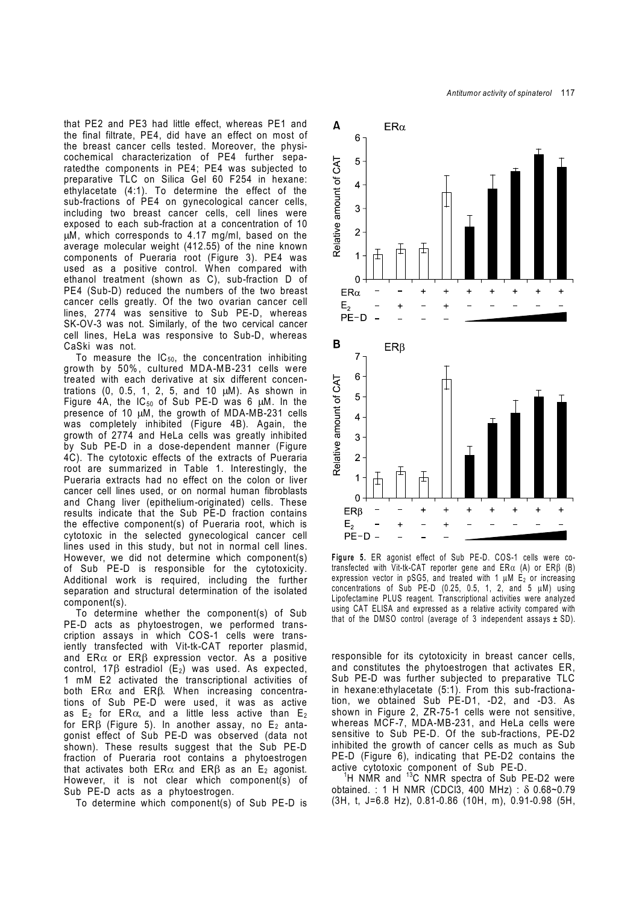that PE2 and PE3 had little effect, whereas PE1 and the final filtrate, PE4, did have an effect on most of the breast cancer cells tested. Moreover, the physicochemical characterization of PE4 further separatedthe components in PE4; PE4 was subjected to preparative TLC on Silica Gel 60 F254 in hexane: ethylacetate (4:1). To determine the effect of the sub-fractions of PE4 on gynecological cancer cells, including two breast cancer cells, cell lines were exposed to each sub-fraction at a concentration of 10 μM, which corresponds to 4.17 mg/ml, based on the average molecular weight (412.55) of the nine known components of Pueraria root (Figure 3). PE4 was used as a positive control. When compared with ethanol treatment (shown as C), sub-fraction D of PE4 (Sub-D) reduced the numbers of the two breast cancer cells greatly. Of the two ovarian cancer cell lines, 2774 was sensitive to Sub PE-D, whereas SK-OV-3 was not. Similarly, of the two cervical cancer cell lines, HeLa was responsive to Sub-D, whereas CaSki was not.

To measure the $IC_{50}$, the concentration inhibiting growth by 50%, cultured MDA-MB-231 cells were treated with each derivative at six different concentrations (0, 0.5, 1, 2, 5, and 10 μM). As shown in Figure 4A, the $IC_{50}$ of Sub PE-D was 6 μM. In the presence of 10 μM, the growth of MDA-MB-231 cells was completely inhibited (Figure 4B). Again, the growth of 2774 and HeLa cells was greatly inhibited by Sub PE-D in a dose-dependent manner (Figure 4C). The cytotoxic effects of the extracts of Pueraria root are summarized in Table 1. Interestingly, the Pueraria extracts had no effect on the colon or liver cancer cell lines used, or on normal human fibroblasts and Chang liver (epithelium-originated) cells. These results indicate that the Sub PE-D fraction contains the effective component(s) of Pueraria root, which is cytotoxic in the selected gynecological cancer cell lines used in this study, but not in normal cell lines. However, we did not determine which component(s) of Sub PE-D is responsible for the cytotoxicity. Additional work is required, including the further separation and structural determination of the isolated component(s).

To determine whether the component(s) of Sub PE-D acts as phytoestrogen, we performed transcription assays in which COS-1 cells were transiently transfected with Vit-tk-CAT reporter plasmid, and ERα or ERβ expression vector. As a positive control, 17β estradiol ($E_2$) was used. As expected, 1 mM E2 activated the transcriptional activities of both ERα and ERβ. When increasing concentrations of Sub PE-D were used, it was as active as $E_2$ for ERα, and a little less active than $E_2$ for ERβ (Figure 5). In another assay, no $E_2$ antagonist effect of Sub PE-D was observed (data not shown). These results suggest that the Sub PE-D fraction of Pueraria root contains a phytoestrogen that activates both ERα and ERβ as an $E_2$ agonist. However, it is not clear which component(s) of Sub PE-D acts as a phytoestrogen.

To determine which component(s) of Sub PE-D is responsible for its cytotoxicity in breast cancer cells, and constitutes the phytoestrogen that activates ER, Sub PE-D was further subjected to preparative TLC in hexane:ethylacetate (5:1). From this sub-fractionation, we obtained Sub PE-D1, -D2, and -D3. As shown in Figure 2, ZR-75-1 cells were not sensitive, whereas MCF-7, MDA-MB-231, and HeLa cells were sensitive to Sub PE-D. Of the sub-fractions, PE-D2 inhibited the growth of cancer cells as much as Sub PE-D (Figure 6), indicating that PE-D2 contains the active cytotoxic component of Sub PE-D.

$^1$H NMR and $^{13}$C NMR spectra of Sub PE-D2 were obtained. : 1 H NMR ($CDCl_3$, 400 MHz) : δ 0.68~0.79 (3H, t, J=6.8 Hz), 0.81-0.86 (10H, m), 0.91-0.98 (5H,

**Figure 5.** ER agonist effect of Sub PE-D. COS-1 cells were co-transfected with Vit-tk-CAT reporter gene and ERα (A) or ERβ (B) expression vector in pSG5, and treated with 1 μM $E_2$ or increasing concentrations of Sub PE-D (0.25, 0.5, 1, 2, and 5 μM) using Lipofectamine PLUS reagent. Transcriptional activities were analyzed using CAT ELISA and expressed as a relative activity compared with that of the DMSO control (average of 3 independent assays ± SD).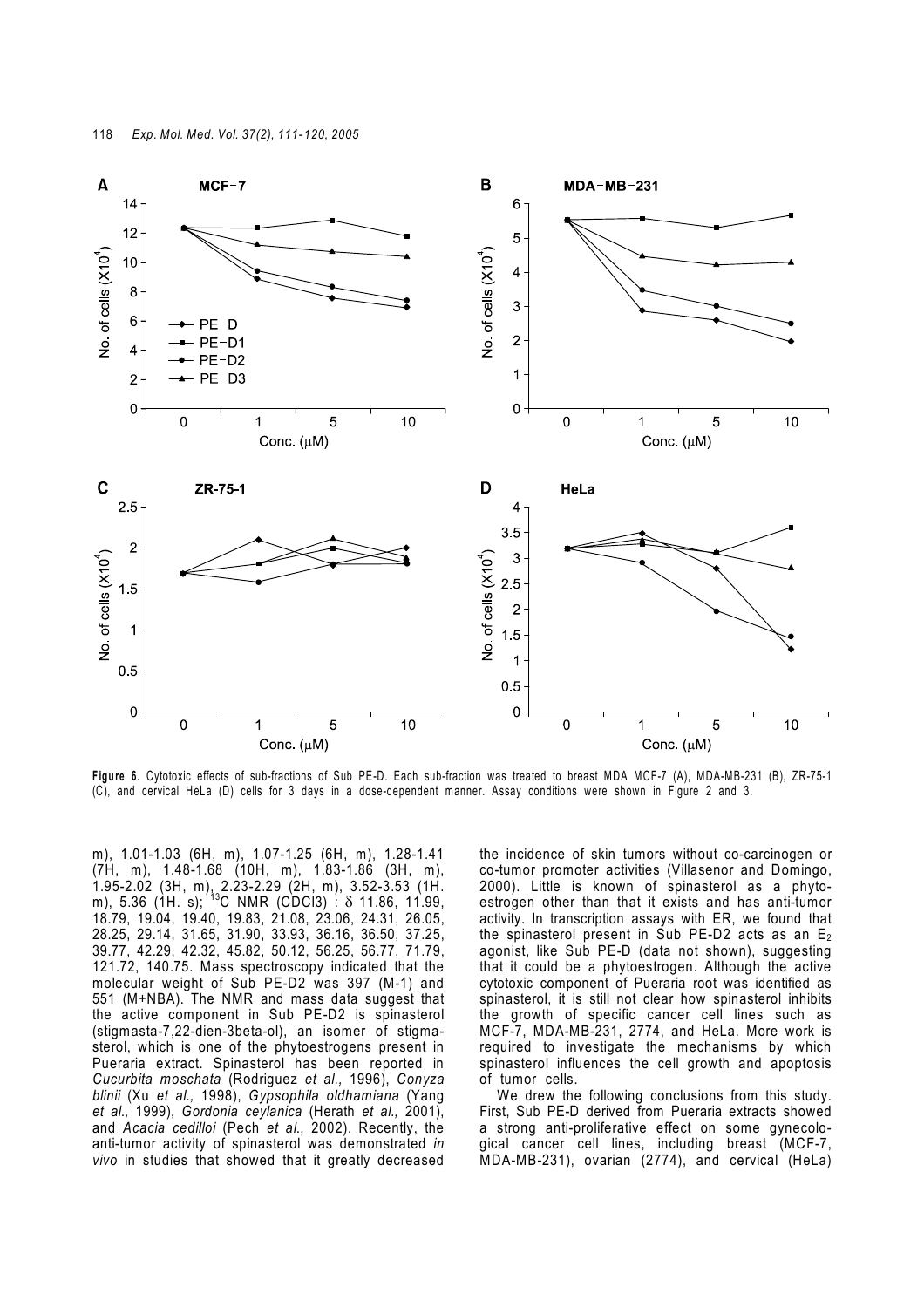**Figure 6.** Cytotoxic effects of sub-fractions of Sub PE-D. Each sub-fraction was treated to breast MDA MCF-7 (A), MDA-MB-231 (B), ZR-75-1 (C), and cervical HeLa (D) cells for 3 days in a dose-dependent manner. Assay conditions were shown in Figure 2 and 3.

m), 1.01-1.03 (6H, m), 1.07-1.25 (6H, m), 1.28-1.41 (7H, m), 1.48-1.68 (10H, m), 1.83-1.86 (3H, m), 1.95-2.02 (3H, m), 2.23-2.29 (2H, m), 3.52-3.53 (1H. m), 5.36 (1H. s); $^{13}$C NMR (CDCl3) : $\delta$ 11.86, 11.99, 18.79, 19.04, 19.40, 19.83, 21.08, 23.06, 24.31, 26.05, 28.25, 29.14, 31.65, 31.90, 33.93, 36.16, 36.50, 37.25, 39.77, 42.29, 42.32, 45.82, 50.12, 56.25, 56.77, 71.79, 121.72, 140.75. Mass spectroscopy indicated that the molecular weight of Sub PE-D2 was 397 (M-1) and 551 (M+NBA). The NMR and mass data suggest that the active component in Sub PE-D2 is spinasterol (stigmasta-7,22-dien-3beta-ol), an isomer of stigmasterol, which is one of the phytoestrogens present in Pueraria extract. Spinasterol has been reported in *Cucurbita moschata* (Rodriguez *et al.,* 1996), *Conyza blinii* (Xu *et al.,* 1998), *Gypsophila oldhamiana* (Yang *et al.,* 1999), *Gordonia ceylanica* (Herath *et al.,* 2001), and *Acacia cedilloi* (Pech *et al.,* 2002). Recently, the anti-tumor activity of spinasterol was demonstrated *in vivo* in studies that showed that it greatly decreased the incidence of skin tumors without co-carcinogen or co-tumor promoter activities (Villasenor and Domingo, 2000). Little is known of spinasterol as a phytoestrogen other than that it exists and has anti-tumor activity. In transcription assays with ER, we found that the spinasterol present in Sub PE-D2 acts as an $E_2$ agonist, like Sub PE-D (data not shown), suggesting that it could be a phytoestrogen. Although the active cytotoxic component of Pueraria root was identified as spinasterol, it is still not clear how spinasterol inhibits the growth of specific cancer cell lines such as MCF-7, MDA-MB-231, 2774, and HeLa. More work is required to investigate the mechanisms by which spinasterol influences the cell growth and apoptosis of tumor cells.

We drew the following conclusions from this study. First, Sub PE-D derived from Pueraria extracts showed a strong anti-proliferative effect on some gynecological cancer cell lines, including breast (MCF-7, MDA-MB-231), ovarian (2774), and cervical (HeLa)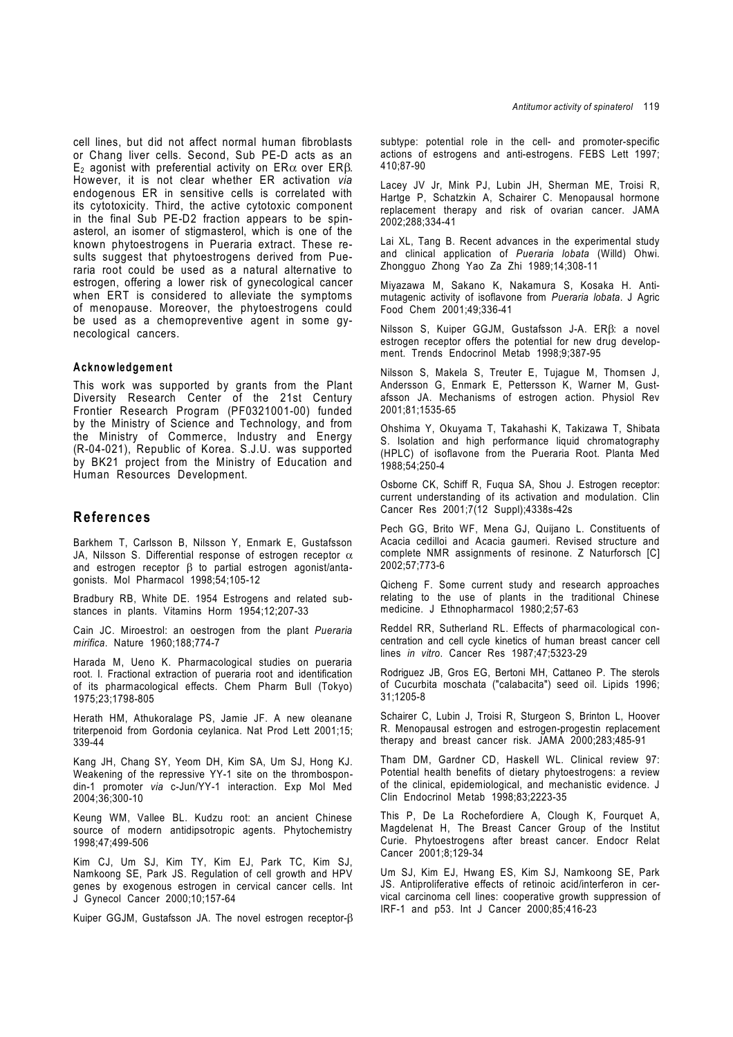cell lines, but did not affect normal human fibroblasts or Chang liver cells. Second, Sub PE-D acts as an $E_2$ agonist with preferential activity on ER$\alpha$ over ER$\beta$. However, it is not clear whether ER activation *via* endogenous ER in sensitive cells is correlated with its cytotoxicity. Third, the active cytotoxic component in the final Sub PE-D2 fraction appears to be spinasterol, an isomer of stigmasterol, which is one of the known phytoestrogens in Pueraria extract. These results suggest that phytoestrogens derived from Pueraria root could be used as a natural alternative to estrogen, offering a lower risk of gynecological cancer when ERT is considered to alleviate the symptoms of menopause. Moreover, the phytoestrogens could be used as a chemopreventive agent in some gynecological cancers.

#### Acknowledgement

This work was supported by grants from the Plant Diversity Research Center of the 21st Century Frontier Research Program (PF0321001-00) funded by the Ministry of Science and Technology, and from the Ministry of Commerce, Industry and Energy (R-04-021), Republic of Korea. S.J.U. was supported by BK21 project from the Ministry of Education and Human Resources Development.

## References

Barkhem T, Carlsson B, Nilsson Y, Enmark E, Gustafsson JA, Nilsson S. Differential response of estrogen receptor $\alpha$ and estrogen receptor $\beta$ to partial estrogen agonist/antagonists. Mol Pharmacol 1998;54;105-12

Bradbury RB, White DE. 1954 Estrogens and related substances in plants. Vitamins Horm 1954;12;207-33

Cain JC. Miroestrol: an oestrogen from the plant *Pueraria mirifica*. Nature 1960;188;774-7

Harada M, Ueno K. Pharmacological studies on pueraria root. I. Fractional extraction of pueraria root and identification of its pharmacological effects. Chem Pharm Bull (Tokyo) 1975;23;1798-805

Herath HM, Athukoralage PS, Jamie JF. A new oleanane triterpenoid from Gordonia ceylanica. Nat Prod Lett 2001;15; 339-44

Kang JH, Chang SY, Yeom DH, Kim SA, Um SJ, Hong KJ. Weakening of the repressive YY-1 site on the thrombospondin-1 promoter *via* c-Jun/YY-1 interaction. Exp Mol Med 2004;36;300-10

Keung WM, Vallee BL. Kudzu root: an ancient Chinese source of modern antidipsotropic agents. Phytochemistry 1998;47;499-506

Kim CJ, Um SJ, Kim TY, Kim EJ, Park TC, Kim SJ, Namkoong SE, Park JS. Regulation of cell growth and HPV genes by exogenous estrogen in cervical cancer cells. Int J Gynecol Cancer 2000;10;157-64

Kuiper GGJM, Gustafsson JA. The novel estrogen receptor-$\beta$ subtype: potential role in the cell- and promoter-specific actions of estrogens and anti-estrogens. FEBS Lett 1997; 410;87-90

Lacey JV Jr, Mink PJ, Lubin JH, Sherman ME, Troisi R, Hartge P, Schatzkin A, Schairer C. Menopausal hormone replacement therapy and risk of ovarian cancer. JAMA 2002;288;334-41

Lai XL, Tang B. Recent advances in the experimental study and clinical application of *Pueraria lobata* (Willd) Ohwi. Zhongguo Zhong Yao Za Zhi 1989;14;308-11

Miyazawa M, Sakano K, Nakamura S, Kosaka H. Antimutagenic activity of isoflavone from *Pueraria lobata*. J Agric Food Chem 2001;49;336-41

Nilsson S, Kuiper GGJM, Gustafsson J-A. ER$\beta$: a novel estrogen receptor offers the potential for new drug development. Trends Endocrinol Metab 1998;9;387-95

Nilsson S, Makela S, Treuter E, Tujague M, Thomsen J, Andersson G, Enmark E, Pettersson K, Warner M, Gustafsson JA. Mechanisms of estrogen action. Physiol Rev 2001;81;1535-65

Ohshima Y, Okuyama T, Takahashi K, Takizawa T, Shibata S. Isolation and high performance liquid chromatography (HPLC) of isoflavone from the Pueraria Root. Planta Med 1988;54;250-4

Osborne CK, Schiff R, Fuqua SA, Shou J. Estrogen receptor: current understanding of its activation and modulation. Clin Cancer Res 2001;7(12 Suppl);4338s-42s

Pech GG, Brito WF, Mena GJ, Quijano L. Constituents of Acacia cedilloi and Acacia gaumeri. Revised structure and complete NMR assignments of resinone. Z Naturforsch [C] 2002;57;773-6

Qicheng F. Some current study and research approaches relating to the use of plants in the traditional Chinese medicine. J Ethnopharmacol 1980;2;57-63

Reddel RR, Sutherland RL. Effects of pharmacological concentration and cell cycle kinetics of human breast cancer cell lines *in vitro*. Cancer Res 1987;47;5323-29

Rodriguez JB, Gros EG, Bertoni MH, Cattaneo P. The sterols of Cucurbita moschata ("calabacita") seed oil. Lipids 1996; 31;1205-8

Schairer C, Lubin J, Troisi R, Sturgeon S, Brinton L, Hoover R. Menopausal estrogen and estrogen-progestin replacement therapy and breast cancer risk. JAMA 2000;283;485-91

Tham DM, Gardner CD, Haskell WL. Clinical review 97: Potential health benefits of dietary phytoestrogens: a review of the clinical, epidemiological, and mechanistic evidence. J Clin Endocrinol Metab 1998;83;2223-35

This P, De La Rochefordiere A, Clough K, Fourquet A, Magdelenat H, The Breast Cancer Group of the Institut Curie. Phytoestrogens after breast cancer. Endocr Relat Cancer 2001;8;129-34

Um SJ, Kim EJ, Hwang ES, Kim SJ, Namkoong SE, Park JS. Antiproliferative effects of retinoic acid/interferon in cervical carcinoma cell lines: cooperative growth suppression of IRF-1 and p53. Int J Cancer 2000;85;416-23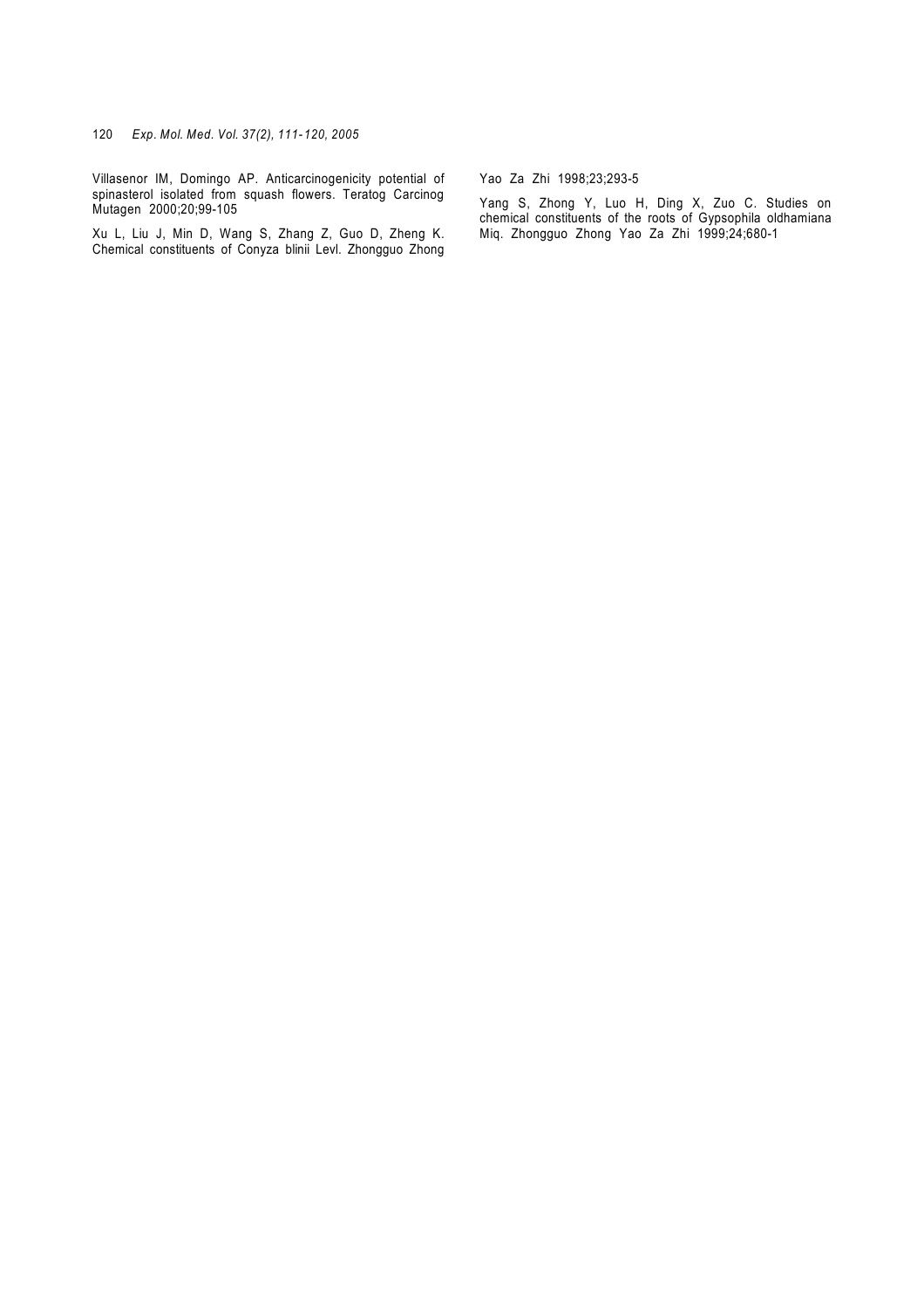Villasenor IM, Domingo AP. Anticarcinogenicity potential of spinasterol isolated from squash flowers. Teratog Carcinog Mutagen 2000;20;99-105

Xu L, Liu J, Min D, Wang S, Zhang Z, Guo D, Zheng K. Chemical constituents of Conyza blinii Levl. Zhongguo Zhong Yao Za Zhi 1998;23;293-5

Yang S, Zhong Y, Luo H, Ding X, Zuo C. Studies on chemical constituents of the roots of Gypsophila oldhamiana Miq. Zhongguo Zhong Yao Za Zhi 1999;24;680-1